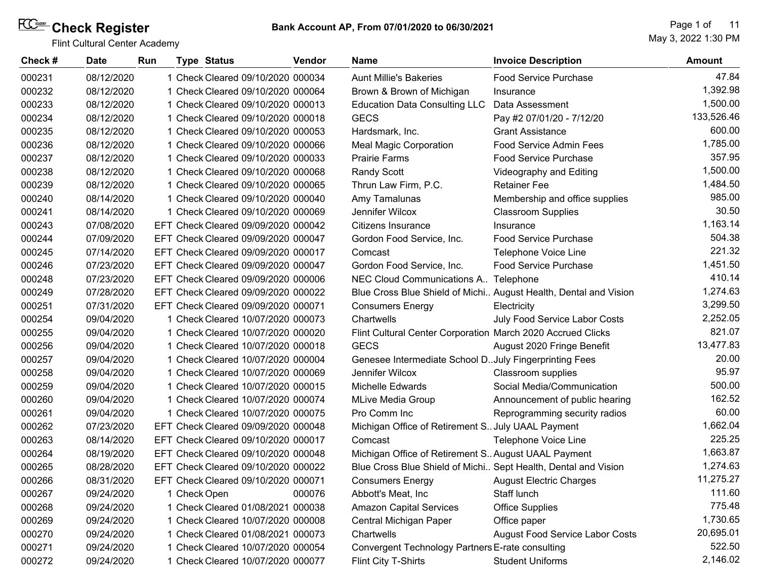# Check Register

Flint Cultural Center Academy

**Bank Account AP, From 07/01/2020 to 06/30/2021**

May 3, 2022 1:30 PM

| Check # | Date | Run | Type | Status | Vendor | Name | Invoice Description | Amount |
|---|---|---|---|---|---|---|---|---|
| 000231 | 08/12/2020 | 1 | Check | Cleared 09/10/2020 | 000034 | Aunt Millie's Bakeries | Food Service Purchase | 47.84 |
| 000232 | 08/12/2020 | 1 | Check | Cleared 09/10/2020 | 000064 | Brown & Brown of Michigan | Insurance | 1,392.98 |
| 000233 | 08/12/2020 | 1 | Check | Cleared 09/10/2020 | 000013 | Education Data Consulting LLC | Data Assessment | 1,500.00 |
| 000234 | 08/12/2020 | 1 | Check | Cleared 09/10/2020 | 000018 | GECS | Pay #2 07/01/20 - 7/12/20 | 133,526.46 |
| 000235 | 08/12/2020 | 1 | Check | Cleared 09/10/2020 | 000053 | Hardsmark, Inc. | Grant Assistance | 600.00 |
| 000236 | 08/12/2020 | 1 | Check | Cleared 09/10/2020 | 000066 | Meal Magic Corporation | Food Service Admin Fees | 1,785.00 |
| 000237 | 08/12/2020 | 1 | Check | Cleared 09/10/2020 | 000033 | Prairie Farms | Food Service Purchase | 357.95 |
| 000238 | 08/12/2020 | 1 | Check | Cleared 09/10/2020 | 000068 | Randy Scott | Videography and Editing | 1,500.00 |
| 000239 | 08/12/2020 | 1 | Check | Cleared 09/10/2020 | 000065 | Thrun Law Firm, P.C. | Retainer Fee | 1,484.50 |
| 000240 | 08/14/2020 | 1 | Check | Cleared 09/10/2020 | 000040 | Amy Tamalunas | Membership and office supplies | 985.00 |
| 000241 | 08/14/2020 | 1 | Check | Cleared 09/10/2020 | 000069 | Jennifer Wilcox | Classroom Supplies | 30.50 |
| 000243 | 07/08/2020 | EFT | Check | Cleared 09/09/2020 | 000042 | Citizens Insurance | Insurance | 1,163.14 |
| 000244 | 07/09/2020 | EFT | Check | Cleared 09/09/2020 | 000047 | Gordon Food Service, Inc. | Food Service Purchase | 504.38 |
| 000245 | 07/14/2020 | EFT | Check | Cleared 09/09/2020 | 000017 | Comcast | Telephone Voice Line | 221.32 |
| 000246 | 07/23/2020 | EFT | Check | Cleared 09/09/2020 | 000047 | Gordon Food Service, Inc. | Food Service Purchase | 1,451.50 |
| 000248 | 07/23/2020 | EFT | Check | Cleared 09/09/2020 | 000006 | NEC Cloud Communications A.. | Telephone | 410.14 |
| 000249 | 07/28/2020 | EFT | Check | Cleared 09/09/2020 | 000022 | Blue Cross Blue Shield of Michi.. | August Health, Dental and Vision | 1,274.63 |
| 000251 | 07/31/2020 | EFT | Check | Cleared 09/09/2020 | 000071 | Consumers Energy | Electricity | 3,299.50 |
| 000254 | 09/04/2020 | 1 | Check | Cleared 10/07/2020 | 000073 | Chartwells | July Food Service Labor Costs | 2,252.05 |
| 000255 | 09/04/2020 | 1 | Check | Cleared 10/07/2020 | 000020 | Flint Cultural Center Corporation | March 2020 Accrued Clicks | 821.07 |
| 000256 | 09/04/2020 | 1 | Check | Cleared 10/07/2020 | 000018 | GECS | August 2020 Fringe Benefit | 13,477.83 |
| 000257 | 09/04/2020 | 1 | Check | Cleared 10/07/2020 | 000004 | Genesee Intermediate School D.. | July Fingerprinting Fees | 20.00 |
| 000258 | 09/04/2020 | 1 | Check | Cleared 10/07/2020 | 000069 | Jennifer Wilcox | Classroom supplies | 95.97 |
| 000259 | 09/04/2020 | 1 | Check | Cleared 10/07/2020 | 000015 | Michelle Edwards | Social Media/Communication | 500.00 |
| 000260 | 09/04/2020 | 1 | Check | Cleared 10/07/2020 | 000074 | MLive Media Group | Announcement of public hearing | 162.52 |
| 000261 | 09/04/2020 | 1 | Check | Cleared 10/07/2020 | 000075 | Pro Comm Inc | Reprogramming security radios | 60.00 |
| 000262 | 07/23/2020 | EFT | Check | Cleared 09/09/2020 | 000048 | Michigan Office of Retirement S.. | July UAAL Payment | 1,662.04 |
| 000263 | 08/14/2020 | EFT | Check | Cleared 09/10/2020 | 000017 | Comcast | Telephone Voice Line | 225.25 |
| 000264 | 08/19/2020 | EFT | Check | Cleared 09/10/2020 | 000048 | Michigan Office of Retirement S.. | August UAAL Payment | 1,663.87 |
| 000265 | 08/28/2020 | EFT | Check | Cleared 09/10/2020 | 000022 | Blue Cross Blue Shield of Michi.. | Sept Health, Dental and Vision | 1,274.63 |
| 000266 | 08/31/2020 | EFT | Check | Cleared 09/10/2020 | 000071 | Consumers Energy | August Electric Charges | 11,275.27 |
| 000267 | 09/24/2020 | 1 | Check | Open | 000076 | Abbott's Meat, Inc | Staff lunch | 111.60 |
| 000268 | 09/24/2020 | 1 | Check | Cleared 01/08/2021 | 000038 | Amazon Capital Services | Office Supplies | 775.48 |
| 000269 | 09/24/2020 | 1 | Check | Cleared 10/07/2020 | 000008 | Central Michigan Paper | Office paper | 1,730.65 |
| 000270 | 09/24/2020 | 1 | Check | Cleared 01/08/2021 | 000073 | Chartwells | August Food Service Labor Costs | 20,695.01 |
| 000271 | 09/24/2020 | 1 | Check | Cleared 10/07/2020 | 000054 | Convergent Technology Partners | E-rate consulting | 522.50 |
| 000272 | 09/24/2020 | 1 | Check | Cleared 10/07/2020 | 000077 | Flint City T-Shirts | Student Uniforms | 2,146.02 |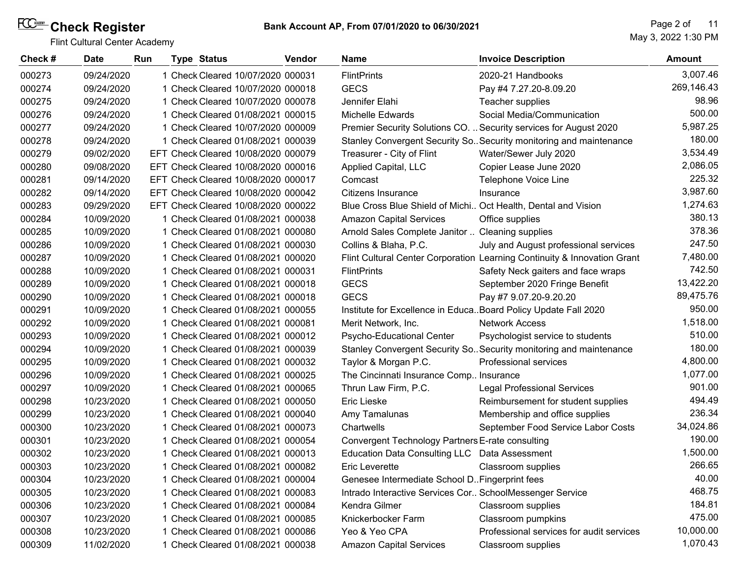# Check Register

Flint Cultural Center Academy

**Bank Account AP, From 07/01/2020 to 06/30/2021**

May 3, 2022 1:30 PM

| Check # | Date | Run | Type | Status | Vendor | Name | Invoice Description | Amount |
|---|---|---|---|---|---|---|---|---|
| 000273 | 09/24/2020 | 1 | Check | Cleared 10/07/2020 | 000031 | FlintPrints | 2020-21 Handbooks | 3,007.46 |
| 000274 | 09/24/2020 | 1 | Check | Cleared 10/07/2020 | 000018 | GECS | Pay #4 7.27.20-8.09.20 | 269,146.43 |
| 000275 | 09/24/2020 | 1 | Check | Cleared 10/07/2020 | 000078 | Jennifer Elahi | Teacher supplies | 98.96 |
| 000276 | 09/24/2020 | 1 | Check | Cleared 01/08/2021 | 000015 | Michelle Edwards | Social Media/Communication | 500.00 |
| 000277 | 09/24/2020 | 1 | Check | Cleared 10/07/2020 | 000009 | Premier Security Solutions CO. .. | Security services for August 2020 | 5,987.25 |
| 000278 | 09/24/2020 | 1 | Check | Cleared 01/08/2021 | 000039 | Stanley Convergent Security So.. | Security monitoring and maintenance | 180.00 |
| 000279 | 09/02/2020 | EFT | Check | Cleared 10/08/2020 | 000079 | Treasurer - City of Flint | Water/Sewer July 2020 | 3,534.49 |
| 000280 | 09/08/2020 | EFT | Check | Cleared 10/08/2020 | 000016 | Applied Capital, LLC | Copier Lease June 2020 | 2,086.05 |
| 000281 | 09/14/2020 | EFT | Check | Cleared 10/08/2020 | 000017 | Comcast | Telephone Voice Line | 225.32 |
| 000282 | 09/14/2020 | EFT | Check | Cleared 10/08/2020 | 000042 | Citizens Insurance | Insurance | 3,987.60 |
| 000283 | 09/29/2020 | EFT | Check | Cleared 10/08/2020 | 000022 | Blue Cross Blue Shield of Michi.. | Oct Health, Dental and Vision | 1,274.63 |
| 000284 | 10/09/2020 | 1 | Check | Cleared 01/08/2021 | 000038 | Amazon Capital Services | Office supplies | 380.13 |
| 000285 | 10/09/2020 | 1 | Check | Cleared 01/08/2021 | 000080 | Arnold Sales Complete Janitor .. | Cleaning supplies | 378.36 |
| 000286 | 10/09/2020 | 1 | Check | Cleared 01/08/2021 | 000030 | Collins & Blaha, P.C. | July and August professional services | 247.50 |
| 000287 | 10/09/2020 | 1 | Check | Cleared 01/08/2021 | 000020 | Flint Cultural Center Corporation | Learning Continuity & Innovation Grant | 7,480.00 |
| 000288 | 10/09/2020 | 1 | Check | Cleared 01/08/2021 | 000031 | FlintPrints | Safety Neck gaiters and face wraps | 742.50 |
| 000289 | 10/09/2020 | 1 | Check | Cleared 01/08/2021 | 000018 | GECS | September 2020 Fringe Benefit | 13,422.20 |
| 000290 | 10/09/2020 | 1 | Check | Cleared 01/08/2021 | 000018 | GECS | Pay #7 9.07.20-9.20.20 | 89,475.76 |
| 000291 | 10/09/2020 | 1 | Check | Cleared 01/08/2021 | 000055 | Institute for Excellence in Educa.. | Board Policy Update Fall 2020 | 950.00 |
| 000292 | 10/09/2020 | 1 | Check | Cleared 01/08/2021 | 000081 | Merit Network, Inc. | Network Access | 1,518.00 |
| 000293 | 10/09/2020 | 1 | Check | Cleared 01/08/2021 | 000012 | Psycho-Educational Center | Psychologist service to students | 510.00 |
| 000294 | 10/09/2020 | 1 | Check | Cleared 01/08/2021 | 000039 | Stanley Convergent Security So.. | Security monitoring and maintenance | 180.00 |
| 000295 | 10/09/2020 | 1 | Check | Cleared 01/08/2021 | 000032 | Taylor & Morgan P.C. | Professional services | 4,800.00 |
| 000296 | 10/09/2020 | 1 | Check | Cleared 01/08/2021 | 000025 | The Cincinnati Insurance Comp.. | Insurance | 1,077.00 |
| 000297 | 10/09/2020 | 1 | Check | Cleared 01/08/2021 | 000065 | Thrun Law Firm, P.C. | Legal Professional Services | 901.00 |
| 000298 | 10/23/2020 | 1 | Check | Cleared 01/08/2021 | 000050 | Eric Lieske | Reimbursement for student supplies | 494.49 |
| 000299 | 10/23/2020 | 1 | Check | Cleared 01/08/2021 | 000040 | Amy Tamalunas | Membership and office supplies | 236.34 |
| 000300 | 10/23/2020 | 1 | Check | Cleared 01/08/2021 | 000073 | Chartwells | September Food Service Labor Costs | 34,024.86 |
| 000301 | 10/23/2020 | 1 | Check | Cleared 01/08/2021 | 000054 | Convergent Technology Partners | E-rate consulting | 190.00 |
| 000302 | 10/23/2020 | 1 | Check | Cleared 01/08/2021 | 000013 | Education Data Consulting LLC | Data Assessment | 1,500.00 |
| 000303 | 10/23/2020 | 1 | Check | Cleared 01/08/2021 | 000082 | Eric Leverette | Classroom supplies | 266.65 |
| 000304 | 10/23/2020 | 1 | Check | Cleared 01/08/2021 | 000004 | Genesee Intermediate School D.. | Fingerprint fees | 40.00 |
| 000305 | 10/23/2020 | 1 | Check | Cleared 01/08/2021 | 000083 | Intrado Interactive Services Cor.. | SchoolMessenger Service | 468.75 |
| 000306 | 10/23/2020 | 1 | Check | Cleared 01/08/2021 | 000084 | Kendra Gilmer | Classroom supplies | 184.81 |
| 000307 | 10/23/2020 | 1 | Check | Cleared 01/08/2021 | 000085 | Knickerbocker Farm | Classroom pumpkins | 475.00 |
| 000308 | 10/23/2020 | 1 | Check | Cleared 01/08/2021 | 000086 | Yeo & Yeo CPA | Professional services for audit services | 10,000.00 |
| 000309 | 11/02/2020 | 1 | Check | Cleared 01/08/2021 | 000038 | Amazon Capital Services | Classroom supplies | 1,070.43 |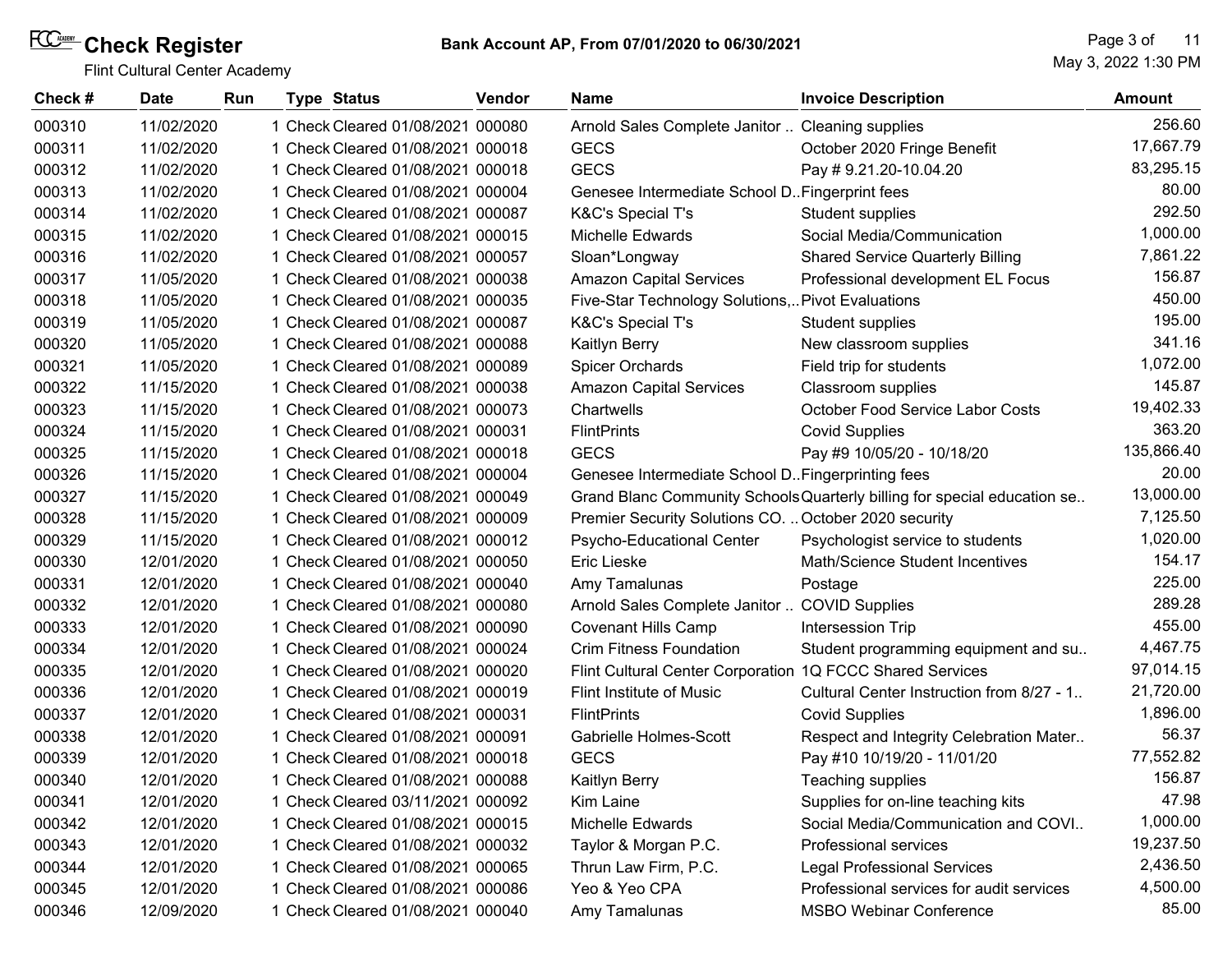# Check Register

Flint Cultural Center Academy

**Bank Account AP, From 07/01/2020 to 06/30/2021**

May 3, 2022 1:30 PM

| Check # | Date | Run | Type | Status | Vendor | Name | Invoice Description | Amount |
|---|---|---|---|---|---|---|---|---|
| 000310 | 11/02/2020 | 1 | Check | Cleared 01/08/2021 | 000080 | Arnold Sales Complete Janitor .. | Cleaning supplies | 256.60 |
| 000311 | 11/02/2020 | 1 | Check | Cleared 01/08/2021 | 000018 | GECS | October 2020 Fringe Benefit | 17,667.79 |
| 000312 | 11/02/2020 | 1 | Check | Cleared 01/08/2021 | 000018 | GECS | Pay # 9.21.20-10.04.20 | 83,295.15 |
| 000313 | 11/02/2020 | 1 | Check | Cleared 01/08/2021 | 000004 | Genesee Intermediate School D.. | Fingerprint fees | 80.00 |
| 000314 | 11/02/2020 | 1 | Check | Cleared 01/08/2021 | 000087 | K&C's Special T's | Student supplies | 292.50 |
| 000315 | 11/02/2020 | 1 | Check | Cleared 01/08/2021 | 000015 | Michelle Edwards | Social Media/Communication | 1,000.00 |
| 000316 | 11/02/2020 | 1 | Check | Cleared 01/08/2021 | 000057 | Sloan*Longway | Shared Service Quarterly Billing | 7,861.22 |
| 000317 | 11/05/2020 | 1 | Check | Cleared 01/08/2021 | 000038 | Amazon Capital Services | Professional development EL Focus | 156.87 |
| 000318 | 11/05/2020 | 1 | Check | Cleared 01/08/2021 | 000035 | Five-Star Technology Solutions,.. | Pivot Evaluations | 450.00 |
| 000319 | 11/05/2020 | 1 | Check | Cleared 01/08/2021 | 000087 | K&C's Special T's | Student supplies | 195.00 |
| 000320 | 11/05/2020 | 1 | Check | Cleared 01/08/2021 | 000088 | Kaitlyn Berry | New classroom supplies | 341.16 |
| 000321 | 11/05/2020 | 1 | Check | Cleared 01/08/2021 | 000089 | Spicer Orchards | Field trip for students | 1,072.00 |
| 000322 | 11/15/2020 | 1 | Check | Cleared 01/08/2021 | 000038 | Amazon Capital Services | Classroom supplies | 145.87 |
| 000323 | 11/15/2020 | 1 | Check | Cleared 01/08/2021 | 000073 | Chartwells | October Food Service Labor Costs | 19,402.33 |
| 000324 | 11/15/2020 | 1 | Check | Cleared 01/08/2021 | 000031 | FlintPrints | Covid Supplies | 363.20 |
| 000325 | 11/15/2020 | 1 | Check | Cleared 01/08/2021 | 000018 | GECS | Pay #9 10/05/20 - 10/18/20 | 135,866.40 |
| 000326 | 11/15/2020 | 1 | Check | Cleared 01/08/2021 | 000004 | Genesee Intermediate School D.. | Fingerprinting fees | 20.00 |
| 000327 | 11/15/2020 | 1 | Check | Cleared 01/08/2021 | 000049 | Grand Blanc Community Schools | Quarterly billing for special education se.. | 13,000.00 |
| 000328 | 11/15/2020 | 1 | Check | Cleared 01/08/2021 | 000009 | Premier Security Solutions CO. .. | October 2020 security | 7,125.50 |
| 000329 | 11/15/2020 | 1 | Check | Cleared 01/08/2021 | 000012 | Psycho-Educational Center | Psychologist service to students | 1,020.00 |
| 000330 | 12/01/2020 | 1 | Check | Cleared 01/08/2021 | 000050 | Eric Lieske | Math/Science Student Incentives | 154.17 |
| 000331 | 12/01/2020 | 1 | Check | Cleared 01/08/2021 | 000040 | Amy Tamalunas | Postage | 225.00 |
| 000332 | 12/01/2020 | 1 | Check | Cleared 01/08/2021 | 000080 | Arnold Sales Complete Janitor .. | COVID Supplies | 289.28 |
| 000333 | 12/01/2020 | 1 | Check | Cleared 01/08/2021 | 000090 | Covenant Hills Camp | Intersession Trip | 455.00 |
| 000334 | 12/01/2020 | 1 | Check | Cleared 01/08/2021 | 000024 | Crim Fitness Foundation | Student programming equipment and su.. | 4,467.75 |
| 000335 | 12/01/2020 | 1 | Check | Cleared 01/08/2021 | 000020 | Flint Cultural Center Corporation | 1Q FCCC Shared Services | 97,014.15 |
| 000336 | 12/01/2020 | 1 | Check | Cleared 01/08/2021 | 000019 | Flint Institute of Music | Cultural Center Instruction from 8/27 - 1.. | 21,720.00 |
| 000337 | 12/01/2020 | 1 | Check | Cleared 01/08/2021 | 000031 | FlintPrints | Covid Supplies | 1,896.00 |
| 000338 | 12/01/2020 | 1 | Check | Cleared 01/08/2021 | 000091 | Gabrielle Holmes-Scott | Respect and Integrity Celebration Mater.. | 56.37 |
| 000339 | 12/01/2020 | 1 | Check | Cleared 01/08/2021 | 000018 | GECS | Pay #10 10/19/20 - 11/01/20 | 77,552.82 |
| 000340 | 12/01/2020 | 1 | Check | Cleared 01/08/2021 | 000088 | Kaitlyn Berry | Teaching supplies | 156.87 |
| 000341 | 12/01/2020 | 1 | Check | Cleared 03/11/2021 | 000092 | Kim Laine | Supplies for on-line teaching kits | 47.98 |
| 000342 | 12/01/2020 | 1 | Check | Cleared 01/08/2021 | 000015 | Michelle Edwards | Social Media/Communication and COVI.. | 1,000.00 |
| 000343 | 12/01/2020 | 1 | Check | Cleared 01/08/2021 | 000032 | Taylor & Morgan P.C. | Professional services | 19,237.50 |
| 000344 | 12/01/2020 | 1 | Check | Cleared 01/08/2021 | 000065 | Thrun Law Firm, P.C. | Legal Professional Services | 2,436.50 |
| 000345 | 12/01/2020 | 1 | Check | Cleared 01/08/2021 | 000086 | Yeo & Yeo CPA | Professional services for audit services | 4,500.00 |
| 000346 | 12/09/2020 | 1 | Check | Cleared 01/08/2021 | 000040 | Amy Tamalunas | MSBO Webinar Conference | 85.00 |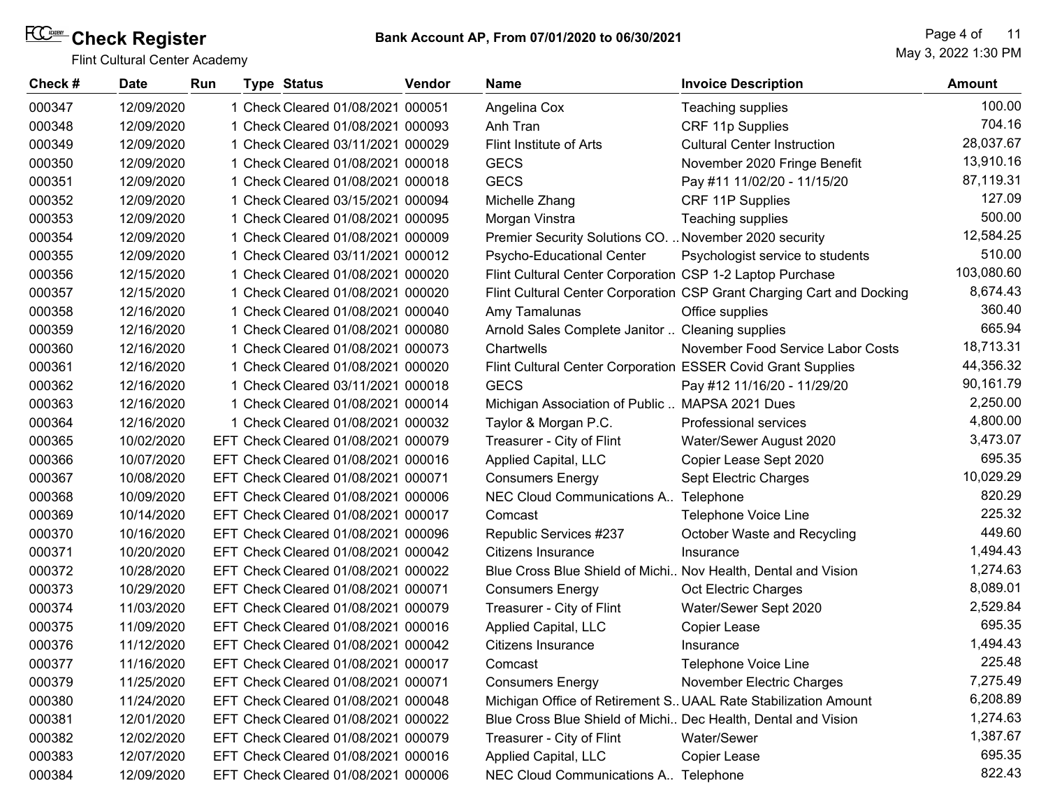# Check Register

Flint Cultural Center Academy

**Bank Account AP, From 07/01/2020 to 06/30/2021**

May 3, 2022 1:30 PM

| Check # | Date | Run | Type | Status | Vendor | Name | Invoice Description | Amount |
|---|---|---|---|---|---|---|---|---|
| 000347 | 12/09/2020 | 1 | Check | Cleared 01/08/2021 | 000051 | Angelina Cox | Teaching supplies | 100.00 |
| 000348 | 12/09/2020 | 1 | Check | Cleared 01/08/2021 | 000093 | Anh Tran | CRF 11p Supplies | 704.16 |
| 000349 | 12/09/2020 | 1 | Check | Cleared 03/11/2021 | 000029 | Flint Institute of Arts | Cultural Center Instruction | 28,037.67 |
| 000350 | 12/09/2020 | 1 | Check | Cleared 01/08/2021 | 000018 | GECS | November 2020 Fringe Benefit | 13,910.16 |
| 000351 | 12/09/2020 | 1 | Check | Cleared 01/08/2021 | 000018 | GECS | Pay #11 11/02/20 - 11/15/20 | 87,119.31 |
| 000352 | 12/09/2020 | 1 | Check | Cleared 03/15/2021 | 000094 | Michelle Zhang | CRF 11P Supplies | 127.09 |
| 000353 | 12/09/2020 | 1 | Check | Cleared 01/08/2021 | 000095 | Morgan Vinstra | Teaching supplies | 500.00 |
| 000354 | 12/09/2020 | 1 | Check | Cleared 01/08/2021 | 000009 | Premier Security Solutions CO. .. | November 2020 security | 12,584.25 |
| 000355 | 12/09/2020 | 1 | Check | Cleared 03/11/2021 | 000012 | Psycho-Educational Center | Psychologist service to students | 510.00 |
| 000356 | 12/15/2020 | 1 | Check | Cleared 01/08/2021 | 000020 | Flint Cultural Center Corporation | CSP 1-2 Laptop Purchase | 103,080.60 |
| 000357 | 12/15/2020 | 1 | Check | Cleared 01/08/2021 | 000020 | Flint Cultural Center Corporation | CSP Grant Charging Cart and Docking | 8,674.43 |
| 000358 | 12/16/2020 | 1 | Check | Cleared 01/08/2021 | 000040 | Amy Tamalunas | Office supplies | 360.40 |
| 000359 | 12/16/2020 | 1 | Check | Cleared 01/08/2021 | 000080 | Arnold Sales Complete Janitor .. | Cleaning supplies | 665.94 |
| 000360 | 12/16/2020 | 1 | Check | Cleared 01/08/2021 | 000073 | Chartwells | November Food Service Labor Costs | 18,713.31 |
| 000361 | 12/16/2020 | 1 | Check | Cleared 01/08/2021 | 000020 | Flint Cultural Center Corporation | ESSER Covid Grant Supplies | 44,356.32 |
| 000362 | 12/16/2020 | 1 | Check | Cleared 03/11/2021 | 000018 | GECS | Pay #12 11/16/20 - 11/29/20 | 90,161.79 |
| 000363 | 12/16/2020 | 1 | Check | Cleared 01/08/2021 | 000014 | Michigan Association of Public .. | MAPSA 2021 Dues | 2,250.00 |
| 000364 | 12/16/2020 | 1 | Check | Cleared 01/08/2021 | 000032 | Taylor & Morgan P.C. | Professional services | 4,800.00 |
| 000365 | 10/02/2020 | EFT | Check | Cleared 01/08/2021 | 000079 | Treasurer - City of Flint | Water/Sewer August 2020 | 3,473.07 |
| 000366 | 10/07/2020 | EFT | Check | Cleared 01/08/2021 | 000016 | Applied Capital, LLC | Copier Lease Sept 2020 | 695.35 |
| 000367 | 10/08/2020 | EFT | Check | Cleared 01/08/2021 | 000071 | Consumers Energy | Sept Electric Charges | 10,029.29 |
| 000368 | 10/09/2020 | EFT | Check | Cleared 01/08/2021 | 000006 | NEC Cloud Communications A.. | Telephone | 820.29 |
| 000369 | 10/14/2020 | EFT | Check | Cleared 01/08/2021 | 000017 | Comcast | Telephone Voice Line | 225.32 |
| 000370 | 10/16/2020 | EFT | Check | Cleared 01/08/2021 | 000096 | Republic Services #237 | October Waste and Recycling | 449.60 |
| 000371 | 10/20/2020 | EFT | Check | Cleared 01/08/2021 | 000042 | Citizens Insurance | Insurance | 1,494.43 |
| 000372 | 10/28/2020 | EFT | Check | Cleared 01/08/2021 | 000022 | Blue Cross Blue Shield of Michi.. | Nov Health, Dental and Vision | 1,274.63 |
| 000373 | 10/29/2020 | EFT | Check | Cleared 01/08/2021 | 000071 | Consumers Energy | Oct Electric Charges | 8,089.01 |
| 000374 | 11/03/2020 | EFT | Check | Cleared 01/08/2021 | 000079 | Treasurer - City of Flint | Water/Sewer Sept 2020 | 2,529.84 |
| 000375 | 11/09/2020 | EFT | Check | Cleared 01/08/2021 | 000016 | Applied Capital, LLC | Copier Lease | 695.35 |
| 000376 | 11/12/2020 | EFT | Check | Cleared 01/08/2021 | 000042 | Citizens Insurance | Insurance | 1,494.43 |
| 000377 | 11/16/2020 | EFT | Check | Cleared 01/08/2021 | 000017 | Comcast | Telephone Voice Line | 225.48 |
| 000379 | 11/25/2020 | EFT | Check | Cleared 01/08/2021 | 000071 | Consumers Energy | November Electric Charges | 7,275.49 |
| 000380 | 11/24/2020 | EFT | Check | Cleared 01/08/2021 | 000048 | Michigan Office of Retirement S.. | UAAL Rate Stabilization Amount | 6,208.89 |
| 000381 | 12/01/2020 | EFT | Check | Cleared 01/08/2021 | 000022 | Blue Cross Blue Shield of Michi.. | Dec Health, Dental and Vision | 1,274.63 |
| 000382 | 12/02/2020 | EFT | Check | Cleared 01/08/2021 | 000079 | Treasurer - City of Flint | Water/Sewer | 1,387.67 |
| 000383 | 12/07/2020 | EFT | Check | Cleared 01/08/2021 | 000016 | Applied Capital, LLC | Copier Lease | 695.35 |
| 000384 | 12/09/2020 | EFT | Check | Cleared 01/08/2021 | 000006 | NEC Cloud Communications A.. | Telephone | 822.43 |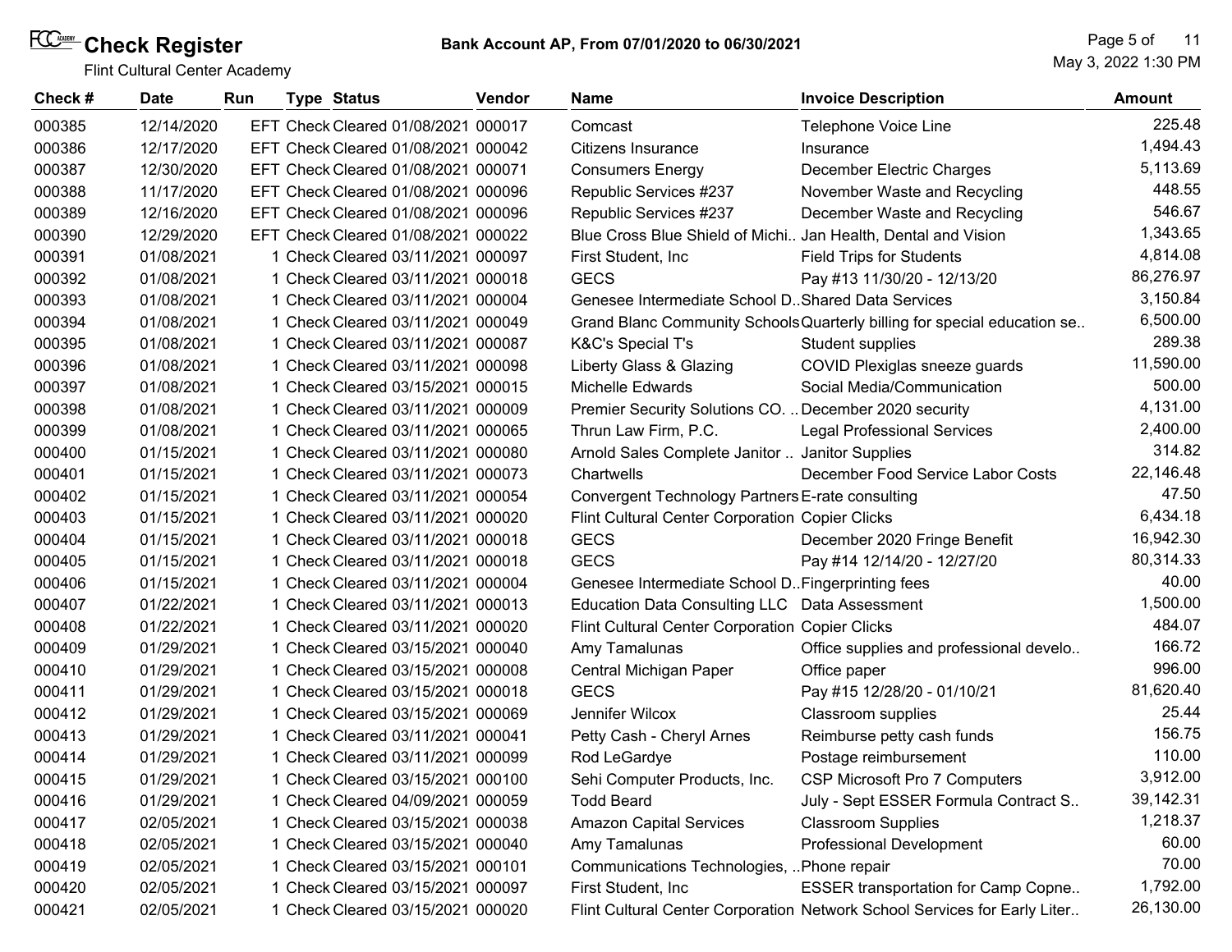# Check Register

Flint Cultural Center Academy

**Bank Account AP, From 07/01/2020 to 06/30/2021**

May 3, 2022 1:30 PM

| Check # | Date | Run | Type | Status | Vendor | Name | Invoice Description | Amount |
|---|---|---|---|---|---|---|---|---|
| 000385 | 12/14/2020 | | EFT | Check Cleared 01/08/2021 | 000017 | Comcast | Telephone Voice Line | 225.48 |
| 000386 | 12/17/2020 | | EFT | Check Cleared 01/08/2021 | 000042 | Citizens Insurance | Insurance | 1,494.43 |
| 000387 | 12/30/2020 | | EFT | Check Cleared 01/08/2021 | 000071 | Consumers Energy | December Electric Charges | 5,113.69 |
| 000388 | 11/17/2020 | | EFT | Check Cleared 01/08/2021 | 000096 | Republic Services #237 | November Waste and Recycling | 448.55 |
| 000389 | 12/16/2020 | | EFT | Check Cleared 01/08/2021 | 000096 | Republic Services #237 | December Waste and Recycling | 546.67 |
| 000390 | 12/29/2020 | | EFT | Check Cleared 01/08/2021 | 000022 | Blue Cross Blue Shield of Michi.. | Jan Health, Dental and Vision | 1,343.65 |
| 000391 | 01/08/2021 | 1 | Check | Cleared 03/11/2021 | 000097 | First Student, Inc | Field Trips for Students | 4,814.08 |
| 000392 | 01/08/2021 | 1 | Check | Cleared 03/11/2021 | 000018 | GECS | Pay #13 11/30/20 - 12/13/20 | 86,276.97 |
| 000393 | 01/08/2021 | 1 | Check | Cleared 03/11/2021 | 000004 | Genesee Intermediate School D.. | Shared Data Services | 3,150.84 |
| 000394 | 01/08/2021 | 1 | Check | Cleared 03/11/2021 | 000049 | Grand Blanc Community Schools | Quarterly billing for special education se.. | 6,500.00 |
| 000395 | 01/08/2021 | 1 | Check | Cleared 03/11/2021 | 000087 | K&C's Special T's | Student supplies | 289.38 |
| 000396 | 01/08/2021 | 1 | Check | Cleared 03/11/2021 | 000098 | Liberty Glass & Glazing | COVID Plexiglas sneeze guards | 11,590.00 |
| 000397 | 01/08/2021 | 1 | Check | Cleared 03/15/2021 | 000015 | Michelle Edwards | Social Media/Communication | 500.00 |
| 000398 | 01/08/2021 | 1 | Check | Cleared 03/11/2021 | 000009 | Premier Security Solutions CO. .. | December 2020 security | 4,131.00 |
| 000399 | 01/08/2021 | 1 | Check | Cleared 03/11/2021 | 000065 | Thrun Law Firm, P.C. | Legal Professional Services | 2,400.00 |
| 000400 | 01/15/2021 | 1 | Check | Cleared 03/11/2021 | 000080 | Arnold Sales Complete Janitor .. | Janitor Supplies | 314.82 |
| 000401 | 01/15/2021 | 1 | Check | Cleared 03/11/2021 | 000073 | Chartwells | December Food Service Labor Costs | 22,146.48 |
| 000402 | 01/15/2021 | 1 | Check | Cleared 03/11/2021 | 000054 | Convergent Technology Partners | E-rate consulting | 47.50 |
| 000403 | 01/15/2021 | 1 | Check | Cleared 03/11/2021 | 000020 | Flint Cultural Center Corporation | Copier Clicks | 6,434.18 |
| 000404 | 01/15/2021 | 1 | Check | Cleared 03/11/2021 | 000018 | GECS | December 2020 Fringe Benefit | 16,942.30 |
| 000405 | 01/15/2021 | 1 | Check | Cleared 03/11/2021 | 000018 | GECS | Pay #14 12/14/20 - 12/27/20 | 80,314.33 |
| 000406 | 01/15/2021 | 1 | Check | Cleared 03/11/2021 | 000004 | Genesee Intermediate School D.. | Fingerprinting fees | 40.00 |
| 000407 | 01/22/2021 | 1 | Check | Cleared 03/11/2021 | 000013 | Education Data Consulting LLC | Data Assessment | 1,500.00 |
| 000408 | 01/22/2021 | 1 | Check | Cleared 03/11/2021 | 000020 | Flint Cultural Center Corporation | Copier Clicks | 484.07 |
| 000409 | 01/29/2021 | 1 | Check | Cleared 03/15/2021 | 000040 | Amy Tamalunas | Office supplies and professional develo.. | 166.72 |
| 000410 | 01/29/2021 | 1 | Check | Cleared 03/15/2021 | 000008 | Central Michigan Paper | Office paper | 996.00 |
| 000411 | 01/29/2021 | 1 | Check | Cleared 03/15/2021 | 000018 | GECS | Pay #15 12/28/20 - 01/10/21 | 81,620.40 |
| 000412 | 01/29/2021 | 1 | Check | Cleared 03/15/2021 | 000069 | Jennifer Wilcox | Classroom supplies | 25.44 |
| 000413 | 01/29/2021 | 1 | Check | Cleared 03/11/2021 | 000041 | Petty Cash - Cheryl Arnes | Reimburse petty cash funds | 156.75 |
| 000414 | 01/29/2021 | 1 | Check | Cleared 03/11/2021 | 000099 | Rod LeGardye | Postage reimbursement | 110.00 |
| 000415 | 01/29/2021 | 1 | Check | Cleared 03/15/2021 | 000100 | Sehi Computer Products, Inc. | CSP Microsoft Pro 7 Computers | 3,912.00 |
| 000416 | 01/29/2021 | 1 | Check | Cleared 04/09/2021 | 000059 | Todd Beard | July - Sept ESSER Formula Contract S.. | 39,142.31 |
| 000417 | 02/05/2021 | 1 | Check | Cleared 03/15/2021 | 000038 | Amazon Capital Services | Classroom Supplies | 1,218.37 |
| 000418 | 02/05/2021 | 1 | Check | Cleared 03/15/2021 | 000040 | Amy Tamalunas | Professional Development | 60.00 |
| 000419 | 02/05/2021 | 1 | Check | Cleared 03/15/2021 | 000101 | Communications Technologies, .. | Phone repair | 70.00 |
| 000420 | 02/05/2021 | 1 | Check | Cleared 03/15/2021 | 000097 | First Student, Inc | ESSER transportation for Camp Copne.. | 1,792.00 |
| 000421 | 02/05/2021 | 1 | Check | Cleared 03/15/2021 | 000020 | Flint Cultural Center Corporation | Network School Services for Early Liter.. | 26,130.00 |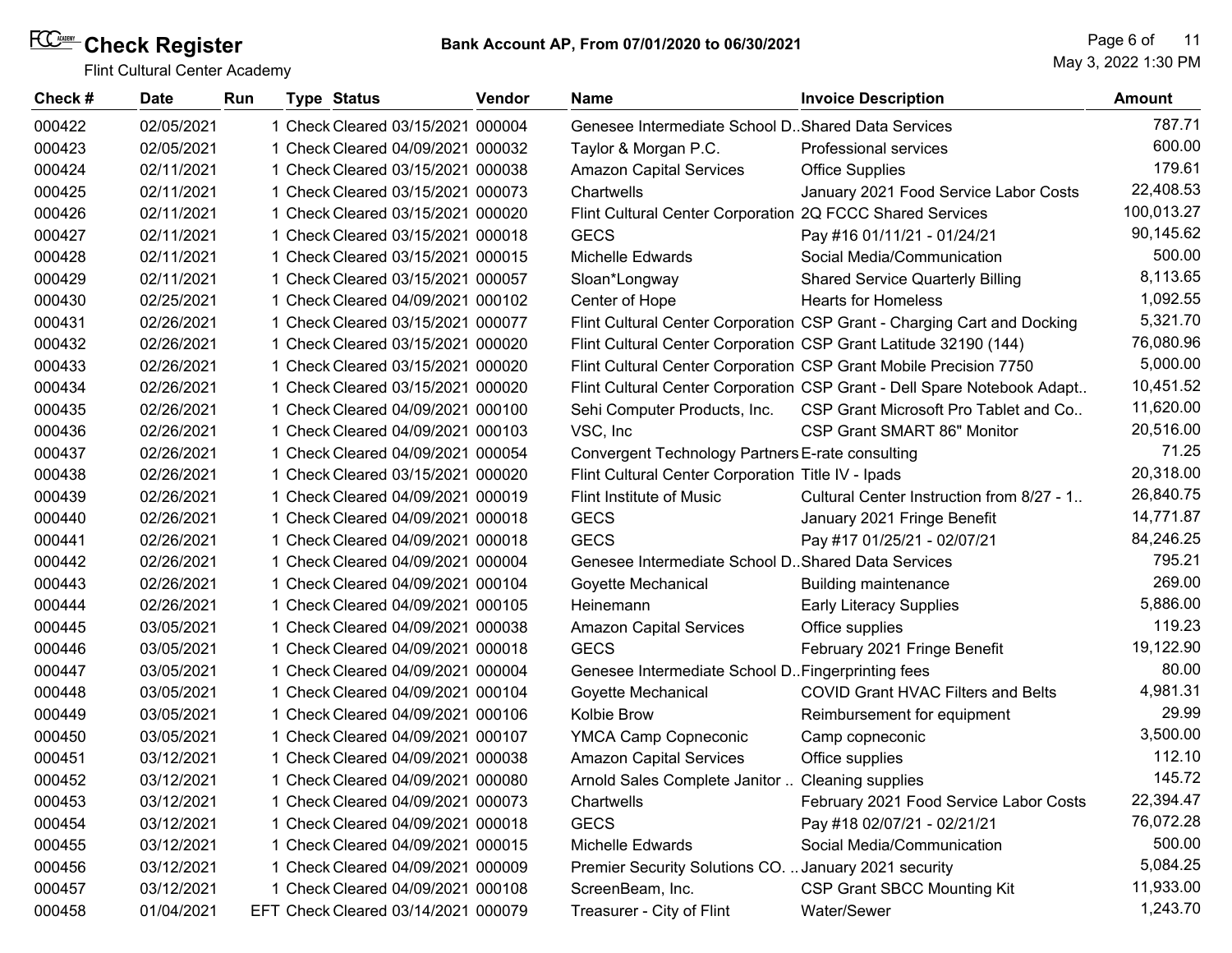# Check Register

Flint Cultural Center Academy

**Bank Account AP, From 07/01/2020 to 06/30/2021**

May 3, 2022 1:30 PM

| Check # | Date | Run | Type | Status | Vendor | Name | Invoice Description | Amount |
|---|---|---|---|---|---|---|---|---|
| 000422 | 02/05/2021 | 1 | Check | Cleared 03/15/2021 | 000004 | Genesee Intermediate School D.. | Shared Data Services | 787.71 |
| 000423 | 02/05/2021 | 1 | Check | Cleared 04/09/2021 | 000032 | Taylor & Morgan P.C. | Professional services | 600.00 |
| 000424 | 02/11/2021 | 1 | Check | Cleared 03/15/2021 | 000038 | Amazon Capital Services | Office Supplies | 179.61 |
| 000425 | 02/11/2021 | 1 | Check | Cleared 03/15/2021 | 000073 | Chartwells | January 2021 Food Service Labor Costs | 22,408.53 |
| 000426 | 02/11/2021 | 1 | Check | Cleared 03/15/2021 | 000020 | Flint Cultural Center Corporation | 2Q FCCC Shared Services | 100,013.27 |
| 000427 | 02/11/2021 | 1 | Check | Cleared 03/15/2021 | 000018 | GECS | Pay #16 01/11/21 - 01/24/21 | 90,145.62 |
| 000428 | 02/11/2021 | 1 | Check | Cleared 03/15/2021 | 000015 | Michelle Edwards | Social Media/Communication | 500.00 |
| 000429 | 02/11/2021 | 1 | Check | Cleared 03/15/2021 | 000057 | Sloan*Longway | Shared Service Quarterly Billing | 8,113.65 |
| 000430 | 02/25/2021 | 1 | Check | Cleared 04/09/2021 | 000102 | Center of Hope | Hearts for Homeless | 1,092.55 |
| 000431 | 02/26/2021 | 1 | Check | Cleared 03/15/2021 | 000077 | Flint Cultural Center Corporation | CSP Grant - Charging Cart and Docking | 5,321.70 |
| 000432 | 02/26/2021 | 1 | Check | Cleared 03/15/2021 | 000020 | Flint Cultural Center Corporation | CSP Grant Latitude 32190 (144) | 76,080.96 |
| 000433 | 02/26/2021 | 1 | Check | Cleared 03/15/2021 | 000020 | Flint Cultural Center Corporation | CSP Grant Mobile Precision 7750 | 5,000.00 |
| 000434 | 02/26/2021 | 1 | Check | Cleared 03/15/2021 | 000020 | Flint Cultural Center Corporation | CSP Grant - Dell Spare Notebook Adapt.. | 10,451.52 |
| 000435 | 02/26/2021 | 1 | Check | Cleared 04/09/2021 | 000100 | Sehi Computer Products, Inc. | CSP Grant Microsoft Pro Tablet and Co.. | 11,620.00 |
| 000436 | 02/26/2021 | 1 | Check | Cleared 04/09/2021 | 000103 | VSC, Inc | CSP Grant SMART 86" Monitor | 20,516.00 |
| 000437 | 02/26/2021 | 1 | Check | Cleared 04/09/2021 | 000054 | Convergent Technology Partners | E-rate consulting | 71.25 |
| 000438 | 02/26/2021 | 1 | Check | Cleared 03/15/2021 | 000020 | Flint Cultural Center Corporation | Title IV - Ipads | 20,318.00 |
| 000439 | 02/26/2021 | 1 | Check | Cleared 04/09/2021 | 000019 | Flint Institute of Music | Cultural Center Instruction from 8/27 - 1.. | 26,840.75 |
| 000440 | 02/26/2021 | 1 | Check | Cleared 04/09/2021 | 000018 | GECS | January 2021 Fringe Benefit | 14,771.87 |
| 000441 | 02/26/2021 | 1 | Check | Cleared 04/09/2021 | 000018 | GECS | Pay #17 01/25/21 - 02/07/21 | 84,246.25 |
| 000442 | 02/26/2021 | 1 | Check | Cleared 04/09/2021 | 000004 | Genesee Intermediate School D.. | Shared Data Services | 795.21 |
| 000443 | 02/26/2021 | 1 | Check | Cleared 04/09/2021 | 000104 | Goyette Mechanical | Building maintenance | 269.00 |
| 000444 | 02/26/2021 | 1 | Check | Cleared 04/09/2021 | 000105 | Heinemann | Early Literacy Supplies | 5,886.00 |
| 000445 | 03/05/2021 | 1 | Check | Cleared 04/09/2021 | 000038 | Amazon Capital Services | Office supplies | 119.23 |
| 000446 | 03/05/2021 | 1 | Check | Cleared 04/09/2021 | 000018 | GECS | February 2021 Fringe Benefit | 19,122.90 |
| 000447 | 03/05/2021 | 1 | Check | Cleared 04/09/2021 | 000004 | Genesee Intermediate School D.. | Fingerprinting fees | 80.00 |
| 000448 | 03/05/2021 | 1 | Check | Cleared 04/09/2021 | 000104 | Goyette Mechanical | COVID Grant HVAC Filters and Belts | 4,981.31 |
| 000449 | 03/05/2021 | 1 | Check | Cleared 04/09/2021 | 000106 | Kolbie Brow | Reimbursement for equipment | 29.99 |
| 000450 | 03/05/2021 | 1 | Check | Cleared 04/09/2021 | 000107 | YMCA Camp Copneconic | Camp copneconic | 3,500.00 |
| 000451 | 03/12/2021 | 1 | Check | Cleared 04/09/2021 | 000038 | Amazon Capital Services | Office supplies | 112.10 |
| 000452 | 03/12/2021 | 1 | Check | Cleared 04/09/2021 | 000080 | Arnold Sales Complete Janitor .. | Cleaning supplies | 145.72 |
| 000453 | 03/12/2021 | 1 | Check | Cleared 04/09/2021 | 000073 | Chartwells | February 2021 Food Service Labor Costs | 22,394.47 |
| 000454 | 03/12/2021 | 1 | Check | Cleared 04/09/2021 | 000018 | GECS | Pay #18 02/07/21 - 02/21/21 | 76,072.28 |
| 000455 | 03/12/2021 | 1 | Check | Cleared 04/09/2021 | 000015 | Michelle Edwards | Social Media/Communication | 500.00 |
| 000456 | 03/12/2021 | 1 | Check | Cleared 04/09/2021 | 000009 | Premier Security Solutions CO. .. | January 2021 security | 5,084.25 |
| 000457 | 03/12/2021 | 1 | Check | Cleared 04/09/2021 | 000108 | ScreenBeam, Inc. | CSP Grant SBCC Mounting Kit | 11,933.00 |
| 000458 | 01/04/2021 | EFT | Check | Cleared 03/14/2021 | 000079 | Treasurer - City of Flint | Water/Sewer | 1,243.70 |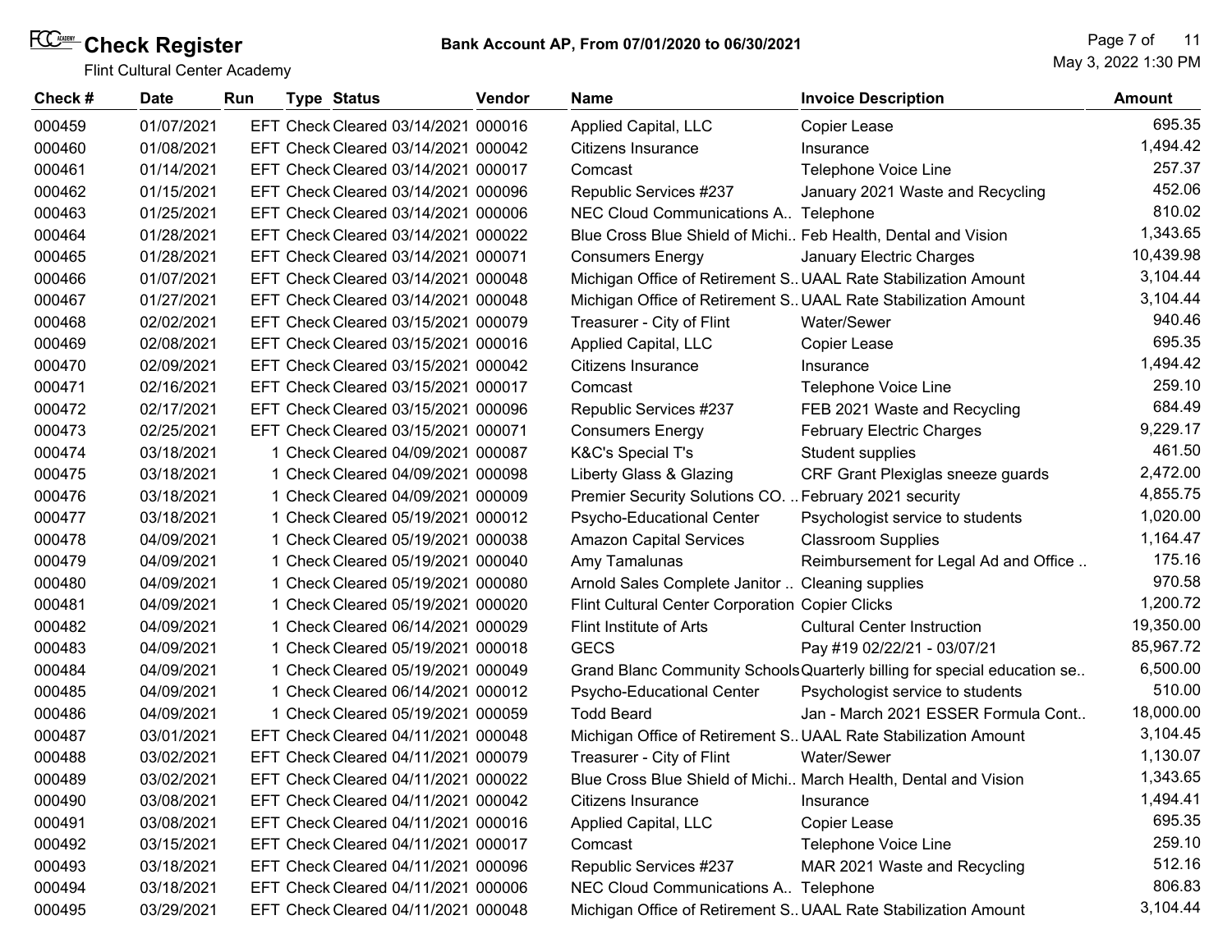# Check Register

Flint Cultural Center Academy

**Bank Account AP, From 07/01/2020 to 06/30/2021**

May 3, 2022 1:30 PM

| Check # | Date | Run | Type | Status | Vendor | Name | Invoice Description | Amount |
|---|---|---|---|---|---|---|---|---|
| 000459 | 01/07/2021 | EFT | Check | Cleared 03/14/2021 | 000016 | Applied Capital, LLC | Copier Lease | 695.35 |
| 000460 | 01/08/2021 | EFT | Check | Cleared 03/14/2021 | 000042 | Citizens Insurance | Insurance | 1,494.42 |
| 000461 | 01/14/2021 | EFT | Check | Cleared 03/14/2021 | 000017 | Comcast | Telephone Voice Line | 257.37 |
| 000462 | 01/15/2021 | EFT | Check | Cleared 03/14/2021 | 000096 | Republic Services #237 | January 2021 Waste and Recycling | 452.06 |
| 000463 | 01/25/2021 | EFT | Check | Cleared 03/14/2021 | 000006 | NEC Cloud Communications A.. | Telephone | 810.02 |
| 000464 | 01/28/2021 | EFT | Check | Cleared 03/14/2021 | 000022 | Blue Cross Blue Shield of Michi.. | Feb Health, Dental and Vision | 1,343.65 |
| 000465 | 01/28/2021 | EFT | Check | Cleared 03/14/2021 | 000071 | Consumers Energy | January Electric Charges | 10,439.98 |
| 000466 | 01/07/2021 | EFT | Check | Cleared 03/14/2021 | 000048 | Michigan Office of Retirement S.. | UAAL Rate Stabilization Amount | 3,104.44 |
| 000467 | 01/27/2021 | EFT | Check | Cleared 03/14/2021 | 000048 | Michigan Office of Retirement S.. | UAAL Rate Stabilization Amount | 3,104.44 |
| 000468 | 02/02/2021 | EFT | Check | Cleared 03/15/2021 | 000079 | Treasurer - City of Flint | Water/Sewer | 940.46 |
| 000469 | 02/08/2021 | EFT | Check | Cleared 03/15/2021 | 000016 | Applied Capital, LLC | Copier Lease | 695.35 |
| 000470 | 02/09/2021 | EFT | Check | Cleared 03/15/2021 | 000042 | Citizens Insurance | Insurance | 1,494.42 |
| 000471 | 02/16/2021 | EFT | Check | Cleared 03/15/2021 | 000017 | Comcast | Telephone Voice Line | 259.10 |
| 000472 | 02/17/2021 | EFT | Check | Cleared 03/15/2021 | 000096 | Republic Services #237 | FEB 2021 Waste and Recycling | 684.49 |
| 000473 | 02/25/2021 | EFT | Check | Cleared 03/15/2021 | 000071 | Consumers Energy | February Electric Charges | 9,229.17 |
| 000474 | 03/18/2021 | 1 | Check | Cleared 04/09/2021 | 000087 | K&C's Special T's | Student supplies | 461.50 |
| 000475 | 03/18/2021 | 1 | Check | Cleared 04/09/2021 | 000098 | Liberty Glass & Glazing | CRF Grant Plexiglas sneeze guards | 2,472.00 |
| 000476 | 03/18/2021 | 1 | Check | Cleared 04/09/2021 | 000009 | Premier Security Solutions CO. .. | February 2021 security | 4,855.75 |
| 000477 | 03/18/2021 | 1 | Check | Cleared 05/19/2021 | 000012 | Psycho-Educational Center | Psychologist service to students | 1,020.00 |
| 000478 | 04/09/2021 | 1 | Check | Cleared 05/19/2021 | 000038 | Amazon Capital Services | Classroom Supplies | 1,164.47 |
| 000479 | 04/09/2021 | 1 | Check | Cleared 05/19/2021 | 000040 | Amy Tamalunas | Reimbursement for Legal Ad and Office .. | 175.16 |
| 000480 | 04/09/2021 | 1 | Check | Cleared 05/19/2021 | 000080 | Arnold Sales Complete Janitor .. | Cleaning supplies | 970.58 |
| 000481 | 04/09/2021 | 1 | Check | Cleared 05/19/2021 | 000020 | Flint Cultural Center Corporation | Copier Clicks | 1,200.72 |
| 000482 | 04/09/2021 | 1 | Check | Cleared 06/14/2021 | 000029 | Flint Institute of Arts | Cultural Center Instruction | 19,350.00 |
| 000483 | 04/09/2021 | 1 | Check | Cleared 05/19/2021 | 000018 | GECS | Pay #19 02/22/21 - 03/07/21 | 85,967.72 |
| 000484 | 04/09/2021 | 1 | Check | Cleared 05/19/2021 | 000049 | Grand Blanc Community Schools | Quarterly billing for special education se.. | 6,500.00 |
| 000485 | 04/09/2021 | 1 | Check | Cleared 06/14/2021 | 000012 | Psycho-Educational Center | Psychologist service to students | 510.00 |
| 000486 | 04/09/2021 | 1 | Check | Cleared 05/19/2021 | 000059 | Todd Beard | Jan - March 2021 ESSER Formula Cont.. | 18,000.00 |
| 000487 | 03/01/2021 | EFT | Check | Cleared 04/11/2021 | 000048 | Michigan Office of Retirement S.. | UAAL Rate Stabilization Amount | 3,104.45 |
| 000488 | 03/02/2021 | EFT | Check | Cleared 04/11/2021 | 000079 | Treasurer - City of Flint | Water/Sewer | 1,130.07 |
| 000489 | 03/02/2021 | EFT | Check | Cleared 04/11/2021 | 000022 | Blue Cross Blue Shield of Michi.. | March Health, Dental and Vision | 1,343.65 |
| 000490 | 03/08/2021 | EFT | Check | Cleared 04/11/2021 | 000042 | Citizens Insurance | Insurance | 1,494.41 |
| 000491 | 03/08/2021 | EFT | Check | Cleared 04/11/2021 | 000016 | Applied Capital, LLC | Copier Lease | 695.35 |
| 000492 | 03/15/2021 | EFT | Check | Cleared 04/11/2021 | 000017 | Comcast | Telephone Voice Line | 259.10 |
| 000493 | 03/18/2021 | EFT | Check | Cleared 04/11/2021 | 000096 | Republic Services #237 | MAR 2021 Waste and Recycling | 512.16 |
| 000494 | 03/18/2021 | EFT | Check | Cleared 04/11/2021 | 000006 | NEC Cloud Communications A.. | Telephone | 806.83 |
| 000495 | 03/29/2021 | EFT | Check | Cleared 04/11/2021 | 000048 | Michigan Office of Retirement S.. | UAAL Rate Stabilization Amount | 3,104.44 |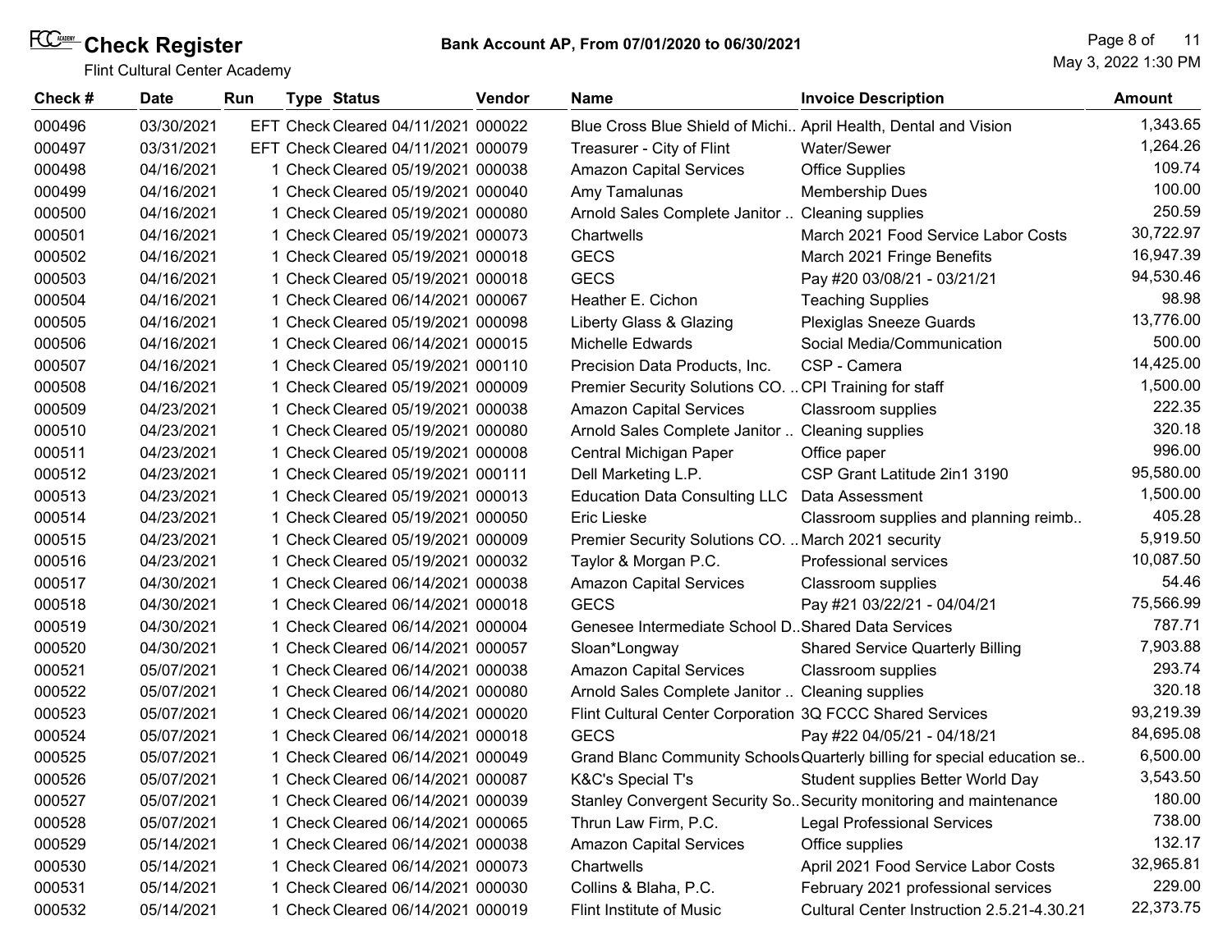# Check Register

Flint Cultural Center Academy

**Bank Account AP, From 07/01/2020 to 06/30/2021**

May 3, 2022 1:30 PM

| Check # | Date | Run | Type | Status | Vendor | Name | Invoice Description | Amount |
|---|---|---|---|---|---|---|---|---|
| 000496 | 03/30/2021 | EFT | Check | Cleared 04/11/2021 | 000022 | Blue Cross Blue Shield of Michi.. | April Health, Dental and Vision | 1,343.65 |
| 000497 | 03/31/2021 | EFT | Check | Cleared 04/11/2021 | 000079 | Treasurer - City of Flint | Water/Sewer | 1,264.26 |
| 000498 | 04/16/2021 | 1 | Check | Cleared 05/19/2021 | 000038 | Amazon Capital Services | Office Supplies | 109.74 |
| 000499 | 04/16/2021 | 1 | Check | Cleared 05/19/2021 | 000040 | Amy Tamalunas | Membership Dues | 100.00 |
| 000500 | 04/16/2021 | 1 | Check | Cleared 05/19/2021 | 000080 | Arnold Sales Complete Janitor .. | Cleaning supplies | 250.59 |
| 000501 | 04/16/2021 | 1 | Check | Cleared 05/19/2021 | 000073 | Chartwells | March 2021 Food Service Labor Costs | 30,722.97 |
| 000502 | 04/16/2021 | 1 | Check | Cleared 05/19/2021 | 000018 | GECS | March 2021 Fringe Benefits | 16,947.39 |
| 000503 | 04/16/2021 | 1 | Check | Cleared 05/19/2021 | 000018 | GECS | Pay #20 03/08/21 - 03/21/21 | 94,530.46 |
| 000504 | 04/16/2021 | 1 | Check | Cleared 06/14/2021 | 000067 | Heather E. Cichon | Teaching Supplies | 98.98 |
| 000505 | 04/16/2021 | 1 | Check | Cleared 05/19/2021 | 000098 | Liberty Glass & Glazing | Plexiglas Sneeze Guards | 13,776.00 |
| 000506 | 04/16/2021 | 1 | Check | Cleared 06/14/2021 | 000015 | Michelle Edwards | Social Media/Communication | 500.00 |
| 000507 | 04/16/2021 | 1 | Check | Cleared 05/19/2021 | 000110 | Precision Data Products, Inc. | CSP - Camera | 14,425.00 |
| 000508 | 04/16/2021 | 1 | Check | Cleared 05/19/2021 | 000009 | Premier Security Solutions CO. .. | CPI Training for staff | 1,500.00 |
| 000509 | 04/23/2021 | 1 | Check | Cleared 05/19/2021 | 000038 | Amazon Capital Services | Classroom supplies | 222.35 |
| 000510 | 04/23/2021 | 1 | Check | Cleared 05/19/2021 | 000080 | Arnold Sales Complete Janitor .. | Cleaning supplies | 320.18 |
| 000511 | 04/23/2021 | 1 | Check | Cleared 05/19/2021 | 000008 | Central Michigan Paper | Office paper | 996.00 |
| 000512 | 04/23/2021 | 1 | Check | Cleared 05/19/2021 | 000111 | Dell Marketing L.P. | CSP Grant Latitude 2in1 3190 | 95,580.00 |
| 000513 | 04/23/2021 | 1 | Check | Cleared 05/19/2021 | 000013 | Education Data Consulting LLC | Data Assessment | 1,500.00 |
| 000514 | 04/23/2021 | 1 | Check | Cleared 05/19/2021 | 000050 | Eric Lieske | Classroom supplies and planning reimb.. | 405.28 |
| 000515 | 04/23/2021 | 1 | Check | Cleared 05/19/2021 | 000009 | Premier Security Solutions CO. .. | March 2021 security | 5,919.50 |
| 000516 | 04/23/2021 | 1 | Check | Cleared 05/19/2021 | 000032 | Taylor & Morgan P.C. | Professional services | 10,087.50 |
| 000517 | 04/30/2021 | 1 | Check | Cleared 06/14/2021 | 000038 | Amazon Capital Services | Classroom supplies | 54.46 |
| 000518 | 04/30/2021 | 1 | Check | Cleared 06/14/2021 | 000018 | GECS | Pay #21 03/22/21 - 04/04/21 | 75,566.99 |
| 000519 | 04/30/2021 | 1 | Check | Cleared 06/14/2021 | 000004 | Genesee Intermediate School D.. | Shared Data Services | 787.71 |
| 000520 | 04/30/2021 | 1 | Check | Cleared 06/14/2021 | 000057 | Sloan*Longway | Shared Service Quarterly Billing | 7,903.88 |
| 000521 | 05/07/2021 | 1 | Check | Cleared 06/14/2021 | 000038 | Amazon Capital Services | Classroom supplies | 293.74 |
| 000522 | 05/07/2021 | 1 | Check | Cleared 06/14/2021 | 000080 | Arnold Sales Complete Janitor .. | Cleaning supplies | 320.18 |
| 000523 | 05/07/2021 | 1 | Check | Cleared 06/14/2021 | 000020 | Flint Cultural Center Corporation | 3Q FCCC Shared Services | 93,219.39 |
| 000524 | 05/07/2021 | 1 | Check | Cleared 06/14/2021 | 000018 | GECS | Pay #22 04/05/21 - 04/18/21 | 84,695.08 |
| 000525 | 05/07/2021 | 1 | Check | Cleared 06/14/2021 | 000049 | Grand Blanc Community Schools | Quarterly billing for special education se.. | 6,500.00 |
| 000526 | 05/07/2021 | 1 | Check | Cleared 06/14/2021 | 000087 | K&C's Special T's | Student supplies Better World Day | 3,543.50 |
| 000527 | 05/07/2021 | 1 | Check | Cleared 06/14/2021 | 000039 | Stanley Convergent Security So.. | Security monitoring and maintenance | 180.00 |
| 000528 | 05/07/2021 | 1 | Check | Cleared 06/14/2021 | 000065 | Thrun Law Firm, P.C. | Legal Professional Services | 738.00 |
| 000529 | 05/14/2021 | 1 | Check | Cleared 06/14/2021 | 000038 | Amazon Capital Services | Office supplies | 132.17 |
| 000530 | 05/14/2021 | 1 | Check | Cleared 06/14/2021 | 000073 | Chartwells | April 2021 Food Service Labor Costs | 32,965.81 |
| 000531 | 05/14/2021 | 1 | Check | Cleared 06/14/2021 | 000030 | Collins & Blaha, P.C. | February 2021 professional services | 229.00 |
| 000532 | 05/14/2021 | 1 | Check | Cleared 06/14/2021 | 000019 | Flint Institute of Music | Cultural Center Instruction 2.5.21-4.30.21 | 22,373.75 |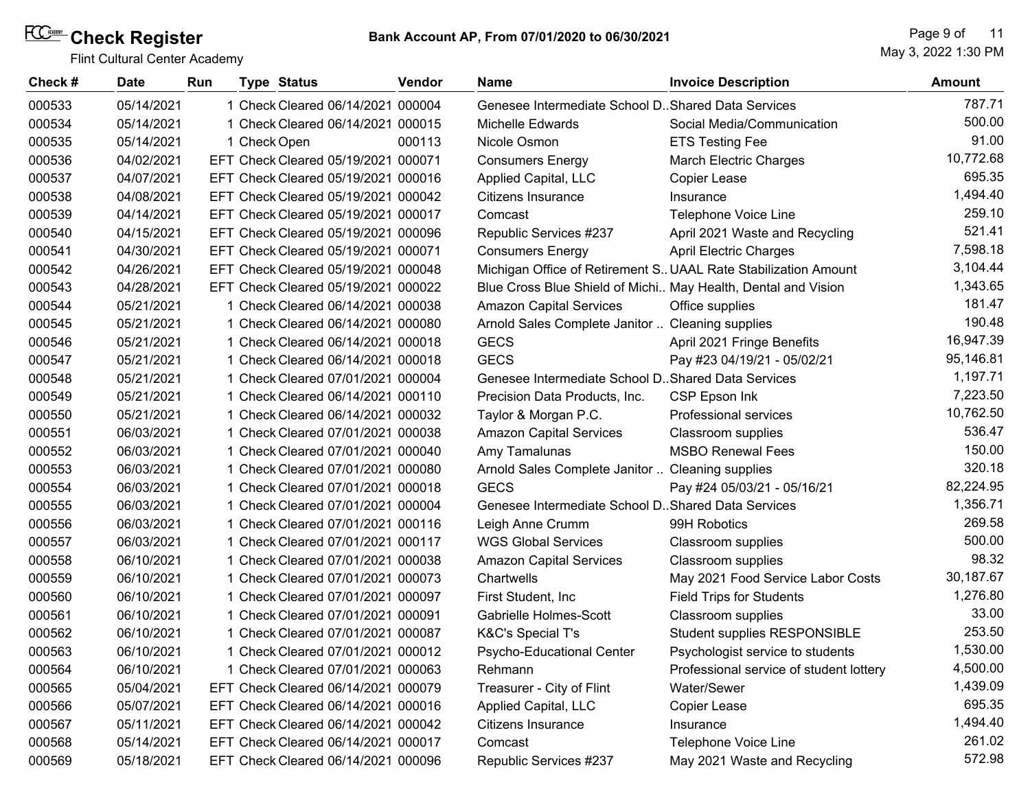# Check Register

Flint Cultural Center Academy

**Bank Account AP, From 07/01/2020 to 06/30/2021**

May 3, 2022 1:30 PM

| Check # | Date | Run | Type | Status | Vendor | Name | Invoice Description | Amount |
|---|---|---|---|---|---|---|---|---|
| 000533 | 05/14/2021 | 1 | Check | Cleared 06/14/2021 | 000004 | Genesee Intermediate School D.. | Shared Data Services | 787.71 |
| 000534 | 05/14/2021 | 1 | Check | Cleared 06/14/2021 | 000015 | Michelle Edwards | Social Media/Communication | 500.00 |
| 000535 | 05/14/2021 | 1 | Check | Open | 000113 | Nicole Osmon | ETS Testing Fee | 91.00 |
| 000536 | 04/02/2021 | EFT | Check | Cleared 05/19/2021 | 000071 | Consumers Energy | March Electric Charges | 10,772.68 |
| 000537 | 04/07/2021 | EFT | Check | Cleared 05/19/2021 | 000016 | Applied Capital, LLC | Copier Lease | 695.35 |
| 000538 | 04/08/2021 | EFT | Check | Cleared 05/19/2021 | 000042 | Citizens Insurance | Insurance | 1,494.40 |
| 000539 | 04/14/2021 | EFT | Check | Cleared 05/19/2021 | 000017 | Comcast | Telephone Voice Line | 259.10 |
| 000540 | 04/15/2021 | EFT | Check | Cleared 05/19/2021 | 000096 | Republic Services #237 | April 2021 Waste and Recycling | 521.41 |
| 000541 | 04/30/2021 | EFT | Check | Cleared 05/19/2021 | 000071 | Consumers Energy | April Electric Charges | 7,598.18 |
| 000542 | 04/26/2021 | EFT | Check | Cleared 05/19/2021 | 000048 | Michigan Office of Retirement S.. | UAAL Rate Stabilization Amount | 3,104.44 |
| 000543 | 04/28/2021 | EFT | Check | Cleared 05/19/2021 | 000022 | Blue Cross Blue Shield of Michi.. | May Health, Dental and Vision | 1,343.65 |
| 000544 | 05/21/2021 | 1 | Check | Cleared 06/14/2021 | 000038 | Amazon Capital Services | Office supplies | 181.47 |
| 000545 | 05/21/2021 | 1 | Check | Cleared 06/14/2021 | 000080 | Arnold Sales Complete Janitor .. | Cleaning supplies | 190.48 |
| 000546 | 05/21/2021 | 1 | Check | Cleared 06/14/2021 | 000018 | GECS | April 2021 Fringe Benefits | 16,947.39 |
| 000547 | 05/21/2021 | 1 | Check | Cleared 06/14/2021 | 000018 | GECS | Pay #23 04/19/21 - 05/02/21 | 95,146.81 |
| 000548 | 05/21/2021 | 1 | Check | Cleared 07/01/2021 | 000004 | Genesee Intermediate School D.. | Shared Data Services | 1,197.71 |
| 000549 | 05/21/2021 | 1 | Check | Cleared 06/14/2021 | 000110 | Precision Data Products, Inc. | CSP Epson Ink | 7,223.50 |
| 000550 | 05/21/2021 | 1 | Check | Cleared 06/14/2021 | 000032 | Taylor & Morgan P.C. | Professional services | 10,762.50 |
| 000551 | 06/03/2021 | 1 | Check | Cleared 07/01/2021 | 000038 | Amazon Capital Services | Classroom supplies | 536.47 |
| 000552 | 06/03/2021 | 1 | Check | Cleared 07/01/2021 | 000040 | Amy Tamalunas | MSBO Renewal Fees | 150.00 |
| 000553 | 06/03/2021 | 1 | Check | Cleared 07/01/2021 | 000080 | Arnold Sales Complete Janitor .. | Cleaning supplies | 320.18 |
| 000554 | 06/03/2021 | 1 | Check | Cleared 07/01/2021 | 000018 | GECS | Pay #24 05/03/21 - 05/16/21 | 82,224.95 |
| 000555 | 06/03/2021 | 1 | Check | Cleared 07/01/2021 | 000004 | Genesee Intermediate School D.. | Shared Data Services | 1,356.71 |
| 000556 | 06/03/2021 | 1 | Check | Cleared 07/01/2021 | 000116 | Leigh Anne Crumm | 99H Robotics | 269.58 |
| 000557 | 06/03/2021 | 1 | Check | Cleared 07/01/2021 | 000117 | WGS Global Services | Classroom supplies | 500.00 |
| 000558 | 06/10/2021 | 1 | Check | Cleared 07/01/2021 | 000038 | Amazon Capital Services | Classroom supplies | 98.32 |
| 000559 | 06/10/2021 | 1 | Check | Cleared 07/01/2021 | 000073 | Chartwells | May 2021 Food Service Labor Costs | 30,187.67 |
| 000560 | 06/10/2021 | 1 | Check | Cleared 07/01/2021 | 000097 | First Student, Inc | Field Trips for Students | 1,276.80 |
| 000561 | 06/10/2021 | 1 | Check | Cleared 07/01/2021 | 000091 | Gabrielle Holmes-Scott | Classroom supplies | 33.00 |
| 000562 | 06/10/2021 | 1 | Check | Cleared 07/01/2021 | 000087 | K&C's Special T's | Student supplies RESPONSIBLE | 253.50 |
| 000563 | 06/10/2021 | 1 | Check | Cleared 07/01/2021 | 000012 | Psycho-Educational Center | Psychologist service to students | 1,530.00 |
| 000564 | 06/10/2021 | 1 | Check | Cleared 07/01/2021 | 000063 | Rehmann | Professional service of student lottery | 4,500.00 |
| 000565 | 05/04/2021 | EFT | Check | Cleared 06/14/2021 | 000079 | Treasurer - City of Flint | Water/Sewer | 1,439.09 |
| 000566 | 05/07/2021 | EFT | Check | Cleared 06/14/2021 | 000016 | Applied Capital, LLC | Copier Lease | 695.35 |
| 000567 | 05/11/2021 | EFT | Check | Cleared 06/14/2021 | 000042 | Citizens Insurance | Insurance | 1,494.40 |
| 000568 | 05/14/2021 | EFT | Check | Cleared 06/14/2021 | 000017 | Comcast | Telephone Voice Line | 261.02 |
| 000569 | 05/18/2021 | EFT | Check | Cleared 06/14/2021 | 000096 | Republic Services #237 | May 2021 Waste and Recycling | 572.98 |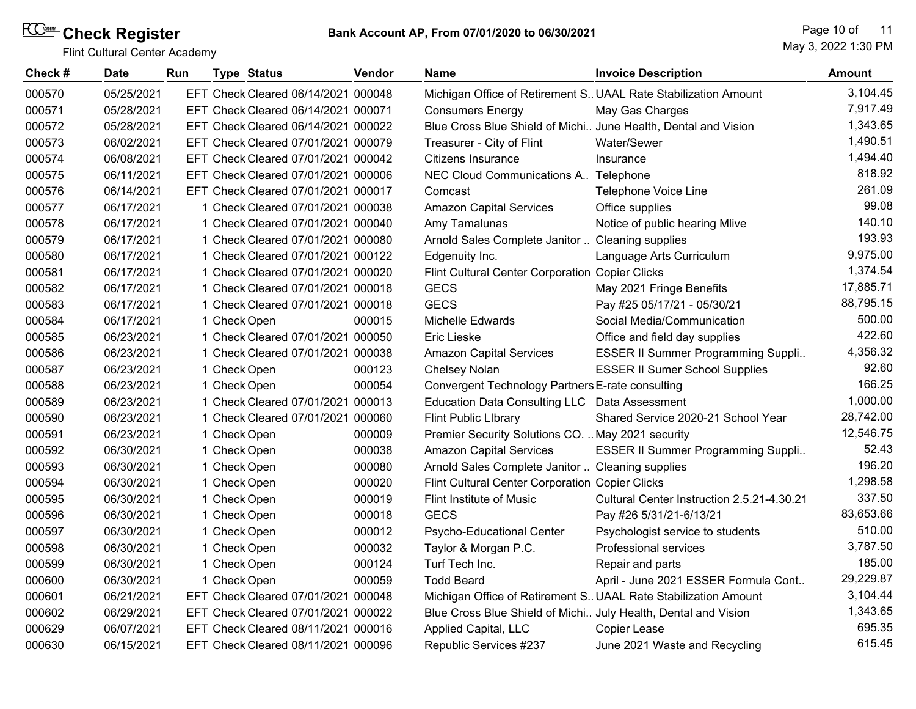# Check Register

Flint Cultural Center Academy

**Bank Account AP, From 07/01/2020 to 06/30/2021**

May 3, 2022 1:30 PM

| Check # | Date | Run | Type | Status | Vendor | Name | Invoice Description | Amount |
|---|---|---|---|---|---|---|---|---|
| 000570 | 05/25/2021 | EFT | Check | Cleared 06/14/2021 | 000048 | Michigan Office of Retirement S.. | UAAL Rate Stabilization Amount | 3,104.45 |
| 000571 | 05/28/2021 | EFT | Check | Cleared 06/14/2021 | 000071 | Consumers Energy | May Gas Charges | 7,917.49 |
| 000572 | 05/28/2021 | EFT | Check | Cleared 06/14/2021 | 000022 | Blue Cross Blue Shield of Michi.. | June Health, Dental and Vision | 1,343.65 |
| 000573 | 06/02/2021 | EFT | Check | Cleared 07/01/2021 | 000079 | Treasurer - City of Flint | Water/Sewer | 1,490.51 |
| 000574 | 06/08/2021 | EFT | Check | Cleared 07/01/2021 | 000042 | Citizens Insurance | Insurance | 1,494.40 |
| 000575 | 06/11/2021 | EFT | Check | Cleared 07/01/2021 | 000006 | NEC Cloud Communications A.. | Telephone | 818.92 |
| 000576 | 06/14/2021 | EFT | Check | Cleared 07/01/2021 | 000017 | Comcast | Telephone Voice Line | 261.09 |
| 000577 | 06/17/2021 | 1 | Check | Cleared 07/01/2021 | 000038 | Amazon Capital Services | Office supplies | 99.08 |
| 000578 | 06/17/2021 | 1 | Check | Cleared 07/01/2021 | 000040 | Amy Tamalunas | Notice of public hearing Mlive | 140.10 |
| 000579 | 06/17/2021 | 1 | Check | Cleared 07/01/2021 | 000080 | Arnold Sales Complete Janitor .. | Cleaning supplies | 193.93 |
| 000580 | 06/17/2021 | 1 | Check | Cleared 07/01/2021 | 000122 | Edgenuity Inc. | Language Arts Curriculum | 9,975.00 |
| 000581 | 06/17/2021 | 1 | Check | Cleared 07/01/2021 | 000020 | Flint Cultural Center Corporation | Copier Clicks | 1,374.54 |
| 000582 | 06/17/2021 | 1 | Check | Cleared 07/01/2021 | 000018 | GECS | May 2021 Fringe Benefits | 17,885.71 |
| 000583 | 06/17/2021 | 1 | Check | Cleared 07/01/2021 | 000018 | GECS | Pay #25 05/17/21 - 05/30/21 | 88,795.15 |
| 000584 | 06/17/2021 | 1 | Check | Open | 000015 | Michelle Edwards | Social Media/Communication | 500.00 |
| 000585 | 06/23/2021 | 1 | Check | Cleared 07/01/2021 | 000050 | Eric Lieske | Office and field day supplies | 422.60 |
| 000586 | 06/23/2021 | 1 | Check | Cleared 07/01/2021 | 000038 | Amazon Capital Services | ESSER II Summer Programming Suppli.. | 4,356.32 |
| 000587 | 06/23/2021 | 1 | Check | Open | 000123 | Chelsey Nolan | ESSER II Sumer School Supplies | 92.60 |
| 000588 | 06/23/2021 | 1 | Check | Open | 000054 | Convergent Technology Partners | E-rate consulting | 166.25 |
| 000589 | 06/23/2021 | 1 | Check | Cleared 07/01/2021 | 000013 | Education Data Consulting LLC | Data Assessment | 1,000.00 |
| 000590 | 06/23/2021 | 1 | Check | Cleared 07/01/2021 | 000060 | Flint Public LIbrary | Shared Service 2020-21 School Year | 28,742.00 |
| 000591 | 06/23/2021 | 1 | Check | Open | 000009 | Premier Security Solutions CO. .. | May 2021 security | 12,546.75 |
| 000592 | 06/30/2021 | 1 | Check | Open | 000038 | Amazon Capital Services | ESSER II Summer Programming Suppli.. | 52.43 |
| 000593 | 06/30/2021 | 1 | Check | Open | 000080 | Arnold Sales Complete Janitor .. | Cleaning supplies | 196.20 |
| 000594 | 06/30/2021 | 1 | Check | Open | 000020 | Flint Cultural Center Corporation | Copier Clicks | 1,298.58 |
| 000595 | 06/30/2021 | 1 | Check | Open | 000019 | Flint Institute of Music | Cultural Center Instruction 2.5.21-4.30.21 | 337.50 |
| 000596 | 06/30/2021 | 1 | Check | Open | 000018 | GECS | Pay #26 5/31/21-6/13/21 | 83,653.66 |
| 000597 | 06/30/2021 | 1 | Check | Open | 000012 | Psycho-Educational Center | Psychologist service to students | 510.00 |
| 000598 | 06/30/2021 | 1 | Check | Open | 000032 | Taylor & Morgan P.C. | Professional services | 3,787.50 |
| 000599 | 06/30/2021 | 1 | Check | Open | 000124 | Turf Tech Inc. | Repair and parts | 185.00 |
| 000600 | 06/30/2021 | 1 | Check | Open | 000059 | Todd Beard | April - June 2021 ESSER Formula Cont.. | 29,229.87 |
| 000601 | 06/21/2021 | EFT | Check | Cleared 07/01/2021 | 000048 | Michigan Office of Retirement S.. | UAAL Rate Stabilization Amount | 3,104.44 |
| 000602 | 06/29/2021 | EFT | Check | Cleared 07/01/2021 | 000022 | Blue Cross Blue Shield of Michi.. | July Health, Dental and Vision | 1,343.65 |
| 000629 | 06/07/2021 | EFT | Check | Cleared 08/11/2021 | 000016 | Applied Capital, LLC | Copier Lease | 695.35 |
| 000630 | 06/15/2021 | EFT | Check | Cleared 08/11/2021 | 000096 | Republic Services #237 | June 2021 Waste and Recycling | 615.45 |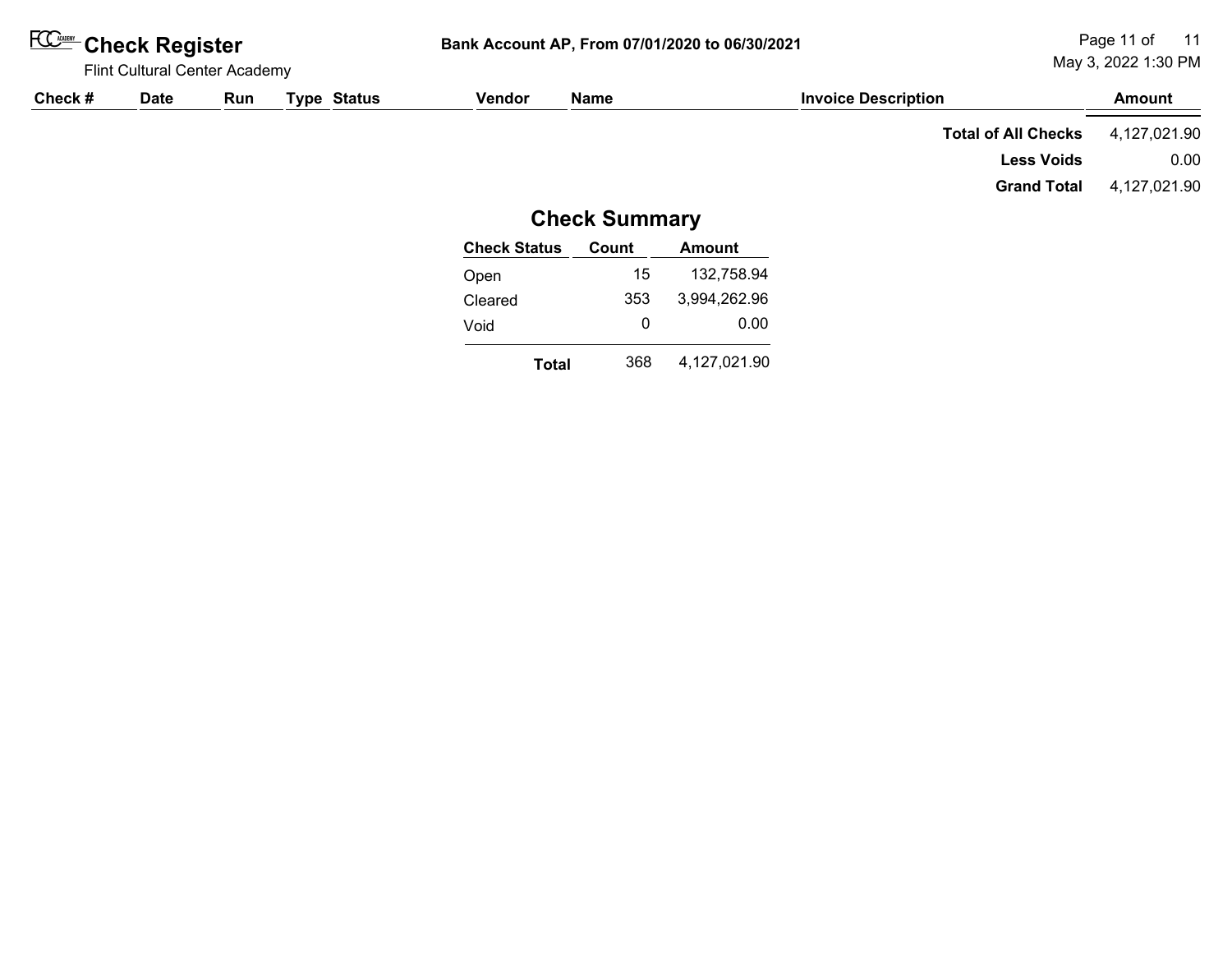# Check Register

Flint Cultural Center Academy

**Bank Account AP, From 07/01/2020 to 06/30/2021**

| Check # | Date | Run | Type | Status | Vendor | Name | Invoice Description | Amount |
|---|---|---|---|---|---|---|---|---|
| | | | | | | | **Total of All Checks** | 4,127,021.90 |
| | | | | | | | **Less Voids** | 0.00 |
| | | | | | | | **Grand Total** | 4,127,021.90 |

## Check Summary

| Check Status | Count | Amount |
|---|---|---|
| Open | 15 | 132,758.94 |
| Cleared | 353 | 3,994,262.96 |
| Void | 0 | 0.00 |
| **Total** | 368 | 4,127,021.90 |